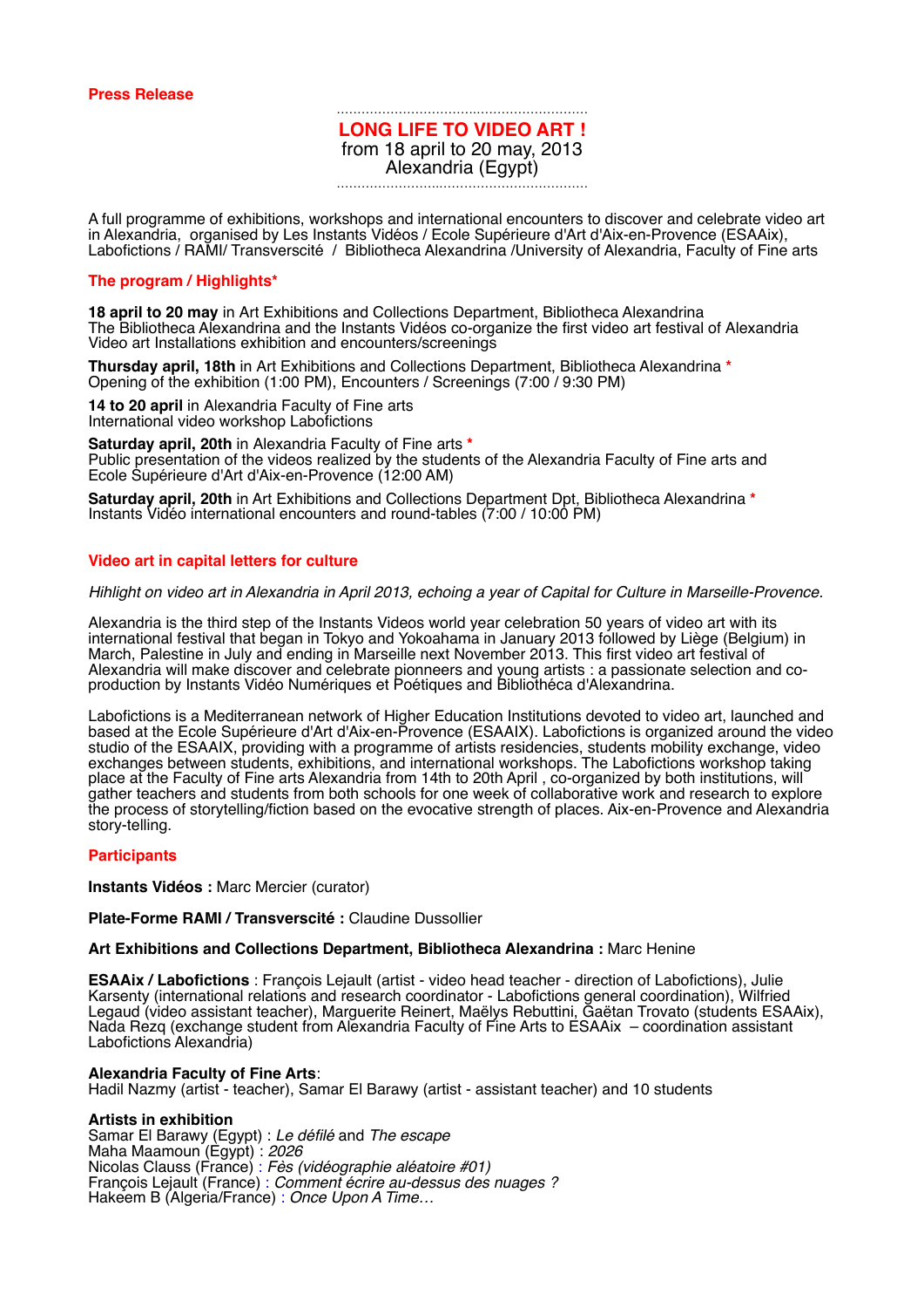**Press Release**

# LONG LIFE TO VIDEO ART !

from 18 april to 20 may, 2013
Alexandria (Egypt)

A full programme of exhibitions, workshops and international encounters to discover and celebrate video art in Alexandria, organised by Les Instants Vidéos / Ecole Supérieure d'Art d'Aix-en-Provence (ESAAix), Labofictions / RAMI/ Transverscité / Bibliotheca Alexandrina /University of Alexandria, Faculty of Fine arts

## The program / Highlights*

**18 april to 20 may** in Art Exhibitions and Collections Department, Bibliotheca Alexandrina
The Bibliotheca Alexandrina and the Instants Vidéos co-organize the first video art festival of Alexandria
Video art Installations exhibition and encounters/screenings

**Thursday april, 18th** in Art Exhibitions and Collections Department, Bibliotheca Alexandrina *
Opening of the exhibition (1:00 PM), Encounters / Screenings (7:00 / 9:30 PM)

**14 to 20 april** in Alexandria Faculty of Fine arts
International video workshop Labofictions

**Saturday april, 20th** in Alexandria Faculty of Fine arts *
Public presentation of the videos realized by the students of the Alexandria Faculty of Fine arts and Ecole Supérieure d'Art d'Aix-en-Provence (12:00 AM)

**Saturday april, 20th** in Art Exhibitions and Collections Department Dpt, Bibliotheca Alexandrina *
Instants Vidéo international encounters and round-tables (7:00 / 10:00 PM)

## Video art in capital letters for culture

*Hihlight on video art in Alexandria in April 2013, echoing a year of Capital for Culture in Marseille-Provence.*

Alexandria is the third step of the Instants Videos world year celebration 50 years of video art with its international festival that began in Tokyo and Yokoahama in January 2013 followed by Liège (Belgium) in March, Palestine in July and ending in Marseille next November 2013. This first video art festival of Alexandria will make discover and celebrate pioneers and young artists : a passionate selection and co-production by Instants Vidéo Numériques et Poétiques and Bibliothéca d'Alexandrina.

Labofictions is a Mediterranean network of Higher Education Institutions devoted to video art, launched and based at the Ecole Supérieure d'Art d'Aix-en-Provence (ESAAIX). Labofictions is organized around the video studio of the ESAAIX, providing with a programme of artists residencies, students mobility exchange, video exchanges between students, exhibitions, and international workshops. The Labofictions workshop taking place at the Faculty of Fine arts Alexandria from 14th to 20th April , co-organized by both institutions, will gather teachers and students from both schools for one week of collaborative work and research to explore the process of storytelling/fiction based on the evocative strength of places. Aix-en-Provence and Alexandria story-telling.

## Participants

**Instants Vidéos :** Marc Mercier (curator)

**Plate-Forme RAMI / Transverscité :** Claudine Dussollier

**Art Exhibitions and Collections Department, Bibliotheca Alexandrina :** Marc Henine

**ESAAix / Labofictions** : François Lejault (artist - video head teacher - direction of Labofictions), Julie Karsenty (international relations and research coordinator - Labofictions general coordination), Wilfried Legaud (video assistant teacher), Marguerite Reinert, Maëlys Rebuttini, Gaëtan Trovato (students ESAAix), Nada Rezq (exchange student from Alexandria Faculty of Fine Arts to ESAAix – coordination assistant Labofictions Alexandria)

**Alexandria Faculty of Fine Arts**:
Hadil Nazmy (artist - teacher), Samar El Barawy (artist - assistant teacher) and 10 students

**Artists in exhibition**
Samar El Barawy (Egypt) : *Le défilé* and *The escape*
Maha Maamoun (Egypt) : *2026*
Nicolas Clauss (France) : *Fès (vidéographie aléatoire #01)*
François Lejault (France) : *Comment écrire au-dessus des nuages ?*
Hakeem B (Algeria/France) : *Once Upon A Time…*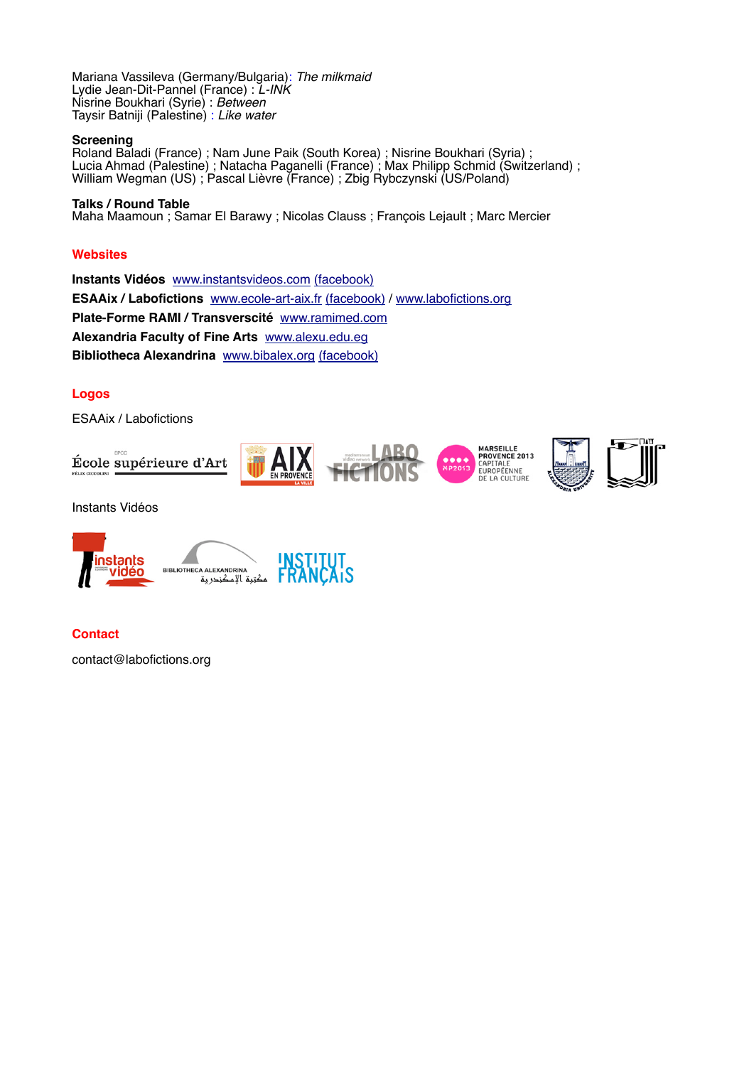Mariana Vassileva (Germany/Bulgaria): *The milkmaid*
Lydie Jean-Dit-Pannel (France) : *L-INK*
Nisrine Boukhari (Syrie) : *Between*
Taysir Batniji (Palestine) : *Like water*

**Screening**
Roland Baladi (France) ; Nam June Paik (South Korea) ; Nisrine Boukhari (Syria) ; Lucia Ahmad (Palestine) ; Natacha Paganelli (France) ; Max Philipp Schmid (Switzerland) ; William Wegman (US) ; Pascal Lièvre (France) ; Zbig Rybczynski (US/Poland)

**Talks / Round Table**
Maha Maamoun ; Samar El Barawy ; Nicolas Clauss ; François Lejault ; Marc Mercier

## Websites

**Instants Vidéos** www.instantsvideos.com (facebook)
**ESAAix / Labofictions** www.ecole-art-aix.fr (facebook) / www.labofictions.org
**Plate-Forme RAMI / Transverscité** www.ramimed.com
**Alexandria Faculty of Fine Arts** www.alexu.edu.eg
**Bibliotheca Alexandrina** www.bibalex.org (facebook)

## Logos

ESAAix / Labofictions

Instants Vidéos

## Contact

contact@labofictions.org